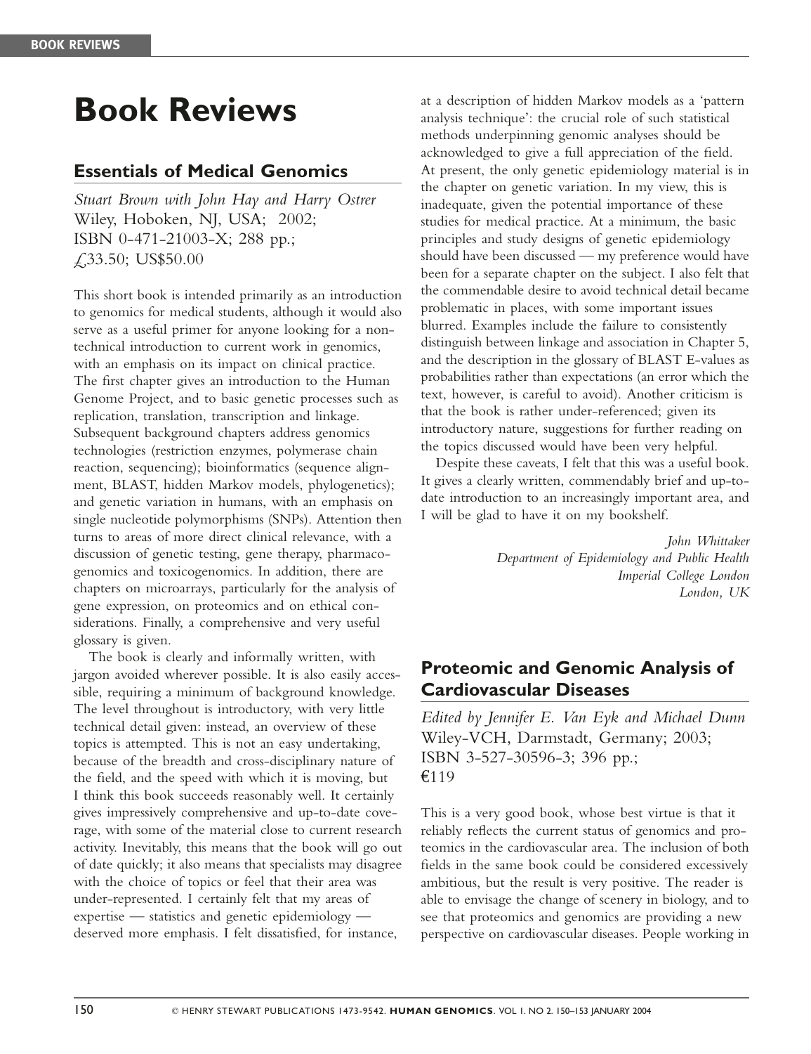# Book Reviews

## Essentials of Medical Genomics

*Stuart Brown with John Hay and Harry Ostrer*
Wiley, Hoboken, NJ, USA; 2002;
ISBN 0-471-21003-X; 288 pp.;
£33.50; US$50.00

This short book is intended primarily as an introduction to genomics for medical students, although it would also serve as a useful primer for anyone looking for a non-technical introduction to current work in genomics, with an emphasis on its impact on clinical practice. The first chapter gives an introduction to the Human Genome Project, and to basic genetic processes such as replication, translation, transcription and linkage. Subsequent background chapters address genomics technologies (restriction enzymes, polymerase chain reaction, sequencing); bioinformatics (sequence alignment, BLAST, hidden Markov models, phylogenetics); and genetic variation in humans, with an emphasis on single nucleotide polymorphisms (SNPs). Attention then turns to areas of more direct clinical relevance, with a discussion of genetic testing, gene therapy, pharmacogenomics and toxicogenomics. In addition, there are chapters on microarrays, particularly for the analysis of gene expression, on proteomics and on ethical considerations. Finally, a comprehensive and very useful glossary is given.

The book is clearly and informally written, with jargon avoided wherever possible. It is also easily accessible, requiring a minimum of background knowledge. The level throughout is introductory, with very little technical detail given: instead, an overview of these topics is attempted. This is not an easy undertaking, because of the breadth and cross-disciplinary nature of the field, and the speed with which it is moving, but I think this book succeeds reasonably well. It certainly gives impressively comprehensive and up-to-date coverage, with some of the material close to current research activity. Inevitably, this means that the book will go out of date quickly; it also means that specialists may disagree with the choice of topics or feel that their area was under-represented. I certainly felt that my areas of expertise — statistics and genetic epidemiology — deserved more emphasis. I felt dissatisfied, for instance, at a description of hidden Markov models as a 'pattern analysis technique': the crucial role of such statistical methods underpinning genomic analyses should be acknowledged to give a full appreciation of the field. At present, the only genetic epidemiology material is in the chapter on genetic variation. In my view, this is inadequate, given the potential importance of these studies for medical practice. At a minimum, the basic principles and study designs of genetic epidemiology should have been discussed — my preference would have been for a separate chapter on the subject. I also felt that the commendable desire to avoid technical detail became problematic in places, with some important issues blurred. Examples include the failure to consistently distinguish between linkage and association in Chapter 5, and the description in the glossary of BLAST E-values as probabilities rather than expectations (an error which the text, however, is careful to avoid). Another criticism is that the book is rather under-referenced; given its introductory nature, suggestions for further reading on the topics discussed would have been very helpful.

Despite these caveats, I felt that this was a useful book. It gives a clearly written, commendably brief and up-to-date introduction to an increasingly important area, and I will be glad to have it on my bookshelf.

*John Whittaker*
*Department of Epidemiology and Public Health*
*Imperial College London*
*London, UK*

## Proteomic and Genomic Analysis of Cardiovascular Diseases

*Edited by Jennifer E. Van Eyk and Michael Dunn*
Wiley-VCH, Darmstadt, Germany; 2003;
ISBN 3-527-30596-3; 396 pp.;
€119

This is a very good book, whose best virtue is that it reliably reflects the current status of genomics and proteomics in the cardiovascular area. The inclusion of both fields in the same book could be considered excessively ambitious, but the result is very positive. The reader is able to envisage the change of scenery in biology, and to see that proteomics and genomics are providing a new perspective on cardiovascular diseases. People working in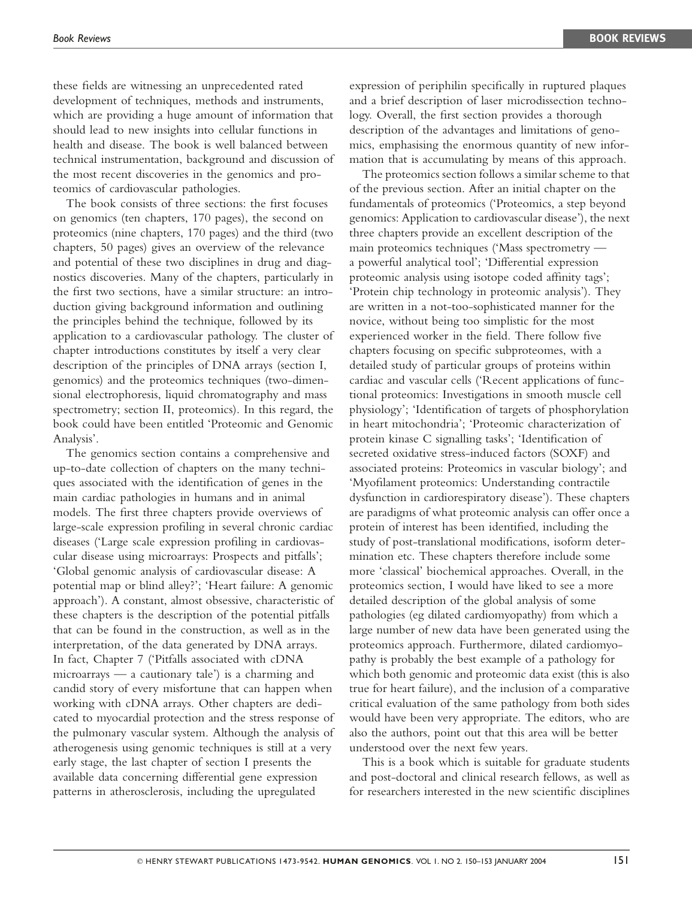these fields are witnessing an unprecedented rated development of techniques, methods and instruments, which are providing a huge amount of information that should lead to new insights into cellular functions in health and disease. The book is well balanced between technical instrumentation, background and discussion of the most recent discoveries in the genomics and proteomics of cardiovascular pathologies.

The book consists of three sections: the first focuses on genomics (ten chapters, 170 pages), the second on proteomics (nine chapters, 170 pages) and the third (two chapters, 50 pages) gives an overview of the relevance and potential of these two disciplines in drug and diagnostics discoveries. Many of the chapters, particularly in the first two sections, have a similar structure: an introduction giving background information and outlining the principles behind the technique, followed by its application to a cardiovascular pathology. The cluster of chapter introductions constitutes by itself a very clear description of the principles of DNA arrays (section I, genomics) and the proteomics techniques (two-dimensional electrophoresis, liquid chromatography and mass spectrometry; section II, proteomics). In this regard, the book could have been entitled 'Proteomic and Genomic Analysis'.

The genomics section contains a comprehensive and up-to-date collection of chapters on the many techniques associated with the identification of genes in the main cardiac pathologies in humans and in animal models. The first three chapters provide overviews of large-scale expression profiling in several chronic cardiac diseases ('Large scale expression profiling in cardiovascular disease using microarrays: Prospects and pitfalls'; 'Global genomic analysis of cardiovascular disease: A potential map or blind alley?'; 'Heart failure: A genomic approach'). A constant, almost obsessive, characteristic of these chapters is the description of the potential pitfalls that can be found in the construction, as well as in the interpretation, of the data generated by DNA arrays. In fact, Chapter 7 ('Pitfalls associated with cDNA microarrays — a cautionary tale') is a charming and candid story of every misfortune that can happen when working with cDNA arrays. Other chapters are dedicated to myocardial protection and the stress response of the pulmonary vascular system. Although the analysis of atherogenesis using genomic techniques is still at a very early stage, the last chapter of section I presents the available data concerning differential gene expression patterns in atherosclerosis, including the upregulated expression of periphilin specifically in ruptured plaques and a brief description of laser microdissection technology. Overall, the first section provides a thorough description of the advantages and limitations of genomics, emphasising the enormous quantity of new information that is accumulating by means of this approach.

The proteomics section follows a similar scheme to that of the previous section. After an initial chapter on the fundamentals of proteomics ('Proteomics, a step beyond genomics: Application to cardiovascular disease'), the next three chapters provide an excellent description of the main proteomics techniques ('Mass spectrometry — a powerful analytical tool'; 'Differential expression proteomic analysis using isotope coded affinity tags'; 'Protein chip technology in proteomic analysis'). They are written in a not-too-sophisticated manner for the novice, without being too simplistic for the most experienced worker in the field. There follow five chapters focusing on specific subproteomes, with a detailed study of particular groups of proteins within cardiac and vascular cells ('Recent applications of functional proteomics: Investigations in smooth muscle cell physiology'; 'Identification of targets of phosphorylation in heart mitochondria'; 'Proteomic characterization of protein kinase C signalling tasks'; 'Identification of secreted oxidative stress-induced factors (SOXF) and associated proteins: Proteomics in vascular biology'; and 'Myofilament proteomics: Understanding contractile dysfunction in cardiorespiratory disease'). These chapters are paradigms of what proteomic analysis can offer once a protein of interest has been identified, including the study of post-translational modifications, isoform determination etc. These chapters therefore include some more 'classical' biochemical approaches. Overall, in the proteomics section, I would have liked to see a more detailed description of the global analysis of some pathologies (eg dilated cardiomyopathy) from which a large number of new data have been generated using the proteomics approach. Furthermore, dilated cardiomyopathy is probably the best example of a pathology for which both genomic and proteomic data exist (this is also true for heart failure), and the inclusion of a comparative critical evaluation of the same pathology from both sides would have been very appropriate. The editors, who are also the authors, point out that this area will be better understood over the next few years.

This is a book which is suitable for graduate students and post-doctoral and clinical research fellows, as well as for researchers interested in the new scientific disciplines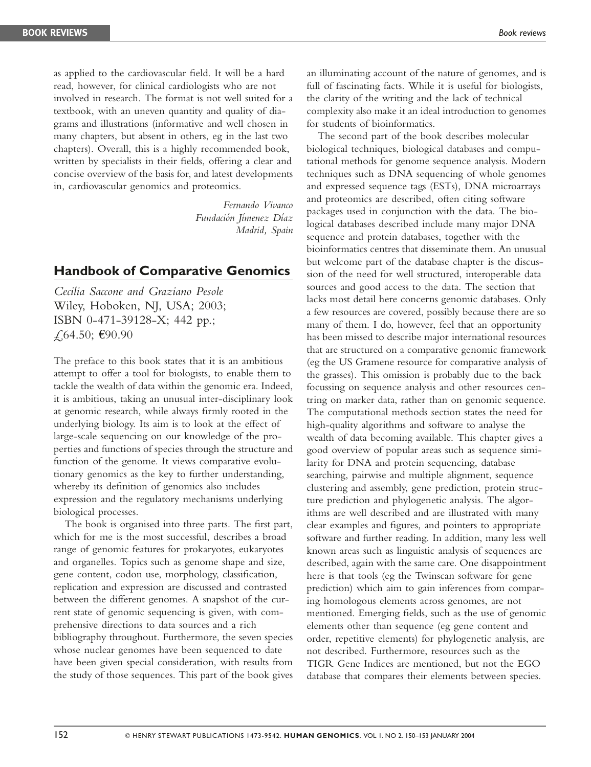as applied to the cardiovascular field. It will be a hard read, however, for clinical cardiologists who are not involved in research. The format is not well suited for a textbook, with an uneven quantity and quality of diagrams and illustrations (informative and well chosen in many chapters, but absent in others, eg in the last two chapters). Overall, this is a highly recommended book, written by specialists in their fields, offering a clear and concise overview of the basis for, and latest developments in, cardiovascular genomics and proteomics.

*Fernando Vivanco*
*Fundación Jímenez Díaz*
*Madrid, Spain*

## Handbook of Comparative Genomics

*Cecilia Saccone and Graziano Pesole*
Wiley, Hoboken, NJ, USA; 2003;
ISBN 0-471-39128-X; 442 pp.;
£64.50; €90.90

The preface to this book states that it is an ambitious attempt to offer a tool for biologists, to enable them to tackle the wealth of data within the genomic era. Indeed, it is ambitious, taking an unusual inter-disciplinary look at genomic research, while always firmly rooted in the underlying biology. Its aim is to look at the effect of large-scale sequencing on our knowledge of the properties and functions of species through the structure and function of the genome. It views comparative evolutionary genomics as the key to further understanding, whereby its definition of genomics also includes expression and the regulatory mechanisms underlying biological processes.

The book is organised into three parts. The first part, which for me is the most successful, describes a broad range of genomic features for prokaryotes, eukaryotes and organelles. Topics such as genome shape and size, gene content, codon use, morphology, classification, replication and expression are discussed and contrasted between the different genomes. A snapshot of the current state of genomic sequencing is given, with comprehensive directions to data sources and a rich bibliography throughout. Furthermore, the seven species whose nuclear genomes have been sequenced to date have been given special consideration, with results from the study of those sequences. This part of the book gives an illuminating account of the nature of genomes, and is full of fascinating facts. While it is useful for biologists, the clarity of the writing and the lack of technical complexity also make it an ideal introduction to genomes for students of bioinformatics.

The second part of the book describes molecular biological techniques, biological databases and computational methods for genome sequence analysis. Modern techniques such as DNA sequencing of whole genomes and expressed sequence tags (ESTs), DNA microarrays and proteomics are described, often citing software packages used in conjunction with the data. The biological databases described include many major DNA sequence and protein databases, together with the bioinformatics centres that disseminate them. An unusual but welcome part of the database chapter is the discussion of the need for well structured, interoperable data sources and good access to the data. The section that lacks most detail here concerns genomic databases. Only a few resources are covered, possibly because there are so many of them. I do, however, feel that an opportunity has been missed to describe major international resources that are structured on a comparative genomic framework (eg the US Gramene resource for comparative analysis of the grasses). This omission is probably due to the back focussing on sequence analysis and other resources centring on marker data, rather than on genomic sequence. The computational methods section states the need for high-quality algorithms and software to analyse the wealth of data becoming available. This chapter gives a good overview of popular areas such as sequence similarity for DNA and protein sequencing, database searching, pairwise and multiple alignment, sequence clustering and assembly, gene prediction, protein structure prediction and phylogenetic analysis. The algorithms are well described and are illustrated with many clear examples and figures, and pointers to appropriate software and further reading. In addition, many less well known areas such as linguistic analysis of sequences are described, again with the same care. One disappointment here is that tools (eg the Twinscan software for gene prediction) which aim to gain inferences from comparing homologous elements across genomes, are not mentioned. Emerging fields, such as the use of genomic elements other than sequence (eg gene content and order, repetitive elements) for phylogenetic analysis, are not described. Furthermore, resources such as the TIGR Gene Indices are mentioned, but not the EGO database that compares their elements between species.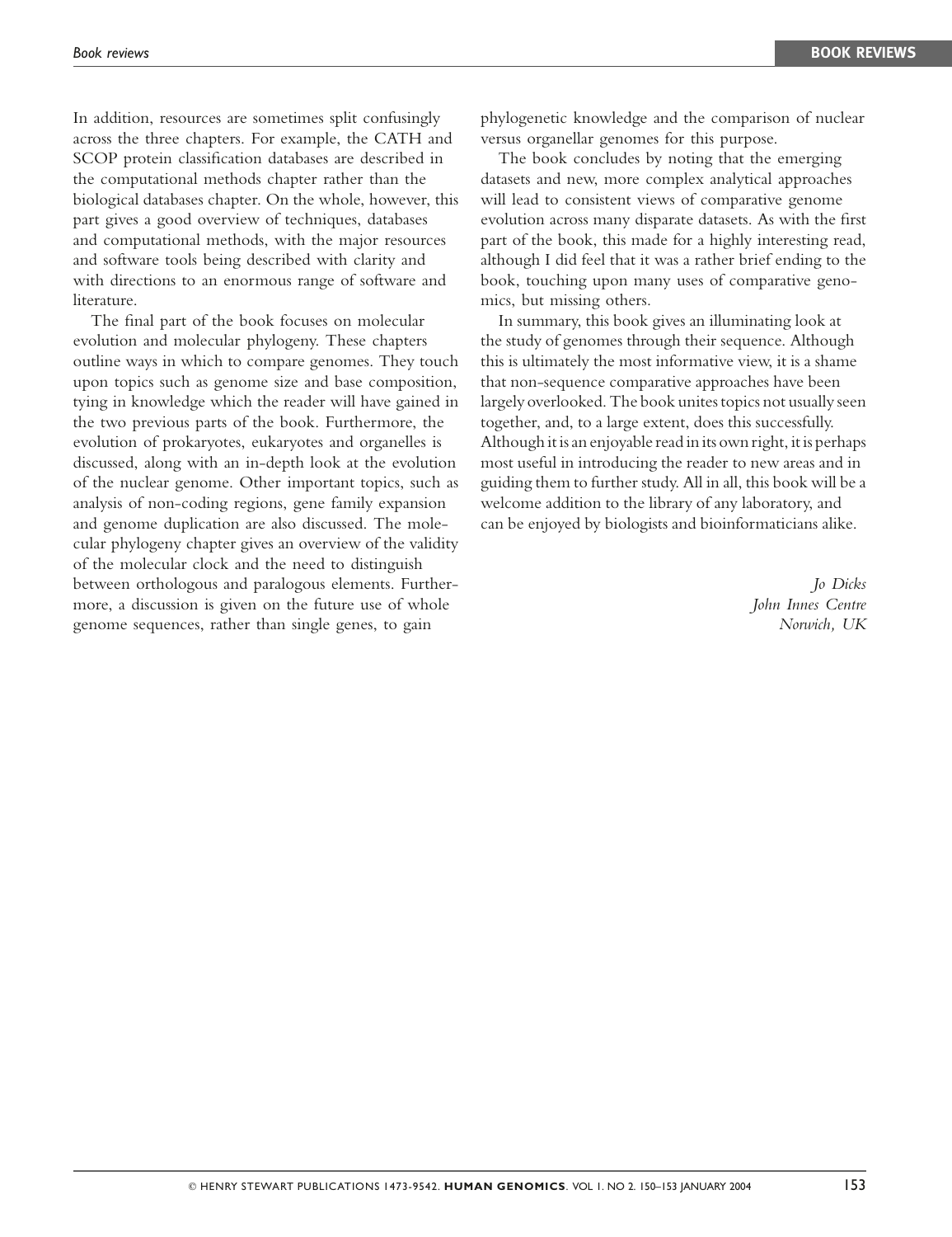In addition, resources are sometimes split confusingly across the three chapters. For example, the CATH and SCOP protein classification databases are described in the computational methods chapter rather than the biological databases chapter. On the whole, however, this part gives a good overview of techniques, databases and computational methods, with the major resources and software tools being described with clarity and with directions to an enormous range of software and literature.

The final part of the book focuses on molecular evolution and molecular phylogeny. These chapters outline ways in which to compare genomes. They touch upon topics such as genome size and base composition, tying in knowledge which the reader will have gained in the two previous parts of the book. Furthermore, the evolution of prokaryotes, eukaryotes and organelles is discussed, along with an in-depth look at the evolution of the nuclear genome. Other important topics, such as analysis of non-coding regions, gene family expansion and genome duplication are also discussed. The molecular phylogeny chapter gives an overview of the validity of the molecular clock and the need to distinguish between orthologous and paralogous elements. Furthermore, a discussion is given on the future use of whole genome sequences, rather than single genes, to gain phylogenetic knowledge and the comparison of nuclear versus organellar genomes for this purpose.

The book concludes by noting that the emerging datasets and new, more complex analytical approaches will lead to consistent views of comparative genome evolution across many disparate datasets. As with the first part of the book, this made for a highly interesting read, although I did feel that it was a rather brief ending to the book, touching upon many uses of comparative genomics, but missing others.

In summary, this book gives an illuminating look at the study of genomes through their sequence. Although this is ultimately the most informative view, it is a shame that non-sequence comparative approaches have been largely overlooked. The book unites topics not usually seen together, and, to a large extent, does this successfully. Although it is an enjoyable read in its own right, it is perhaps most useful in introducing the reader to new areas and in guiding them to further study. All in all, this book will be a welcome addition to the library of any laboratory, and can be enjoyed by biologists and bioinformaticians alike.

*Jo Dicks*
*John Innes Centre*
*Norwich, UK*